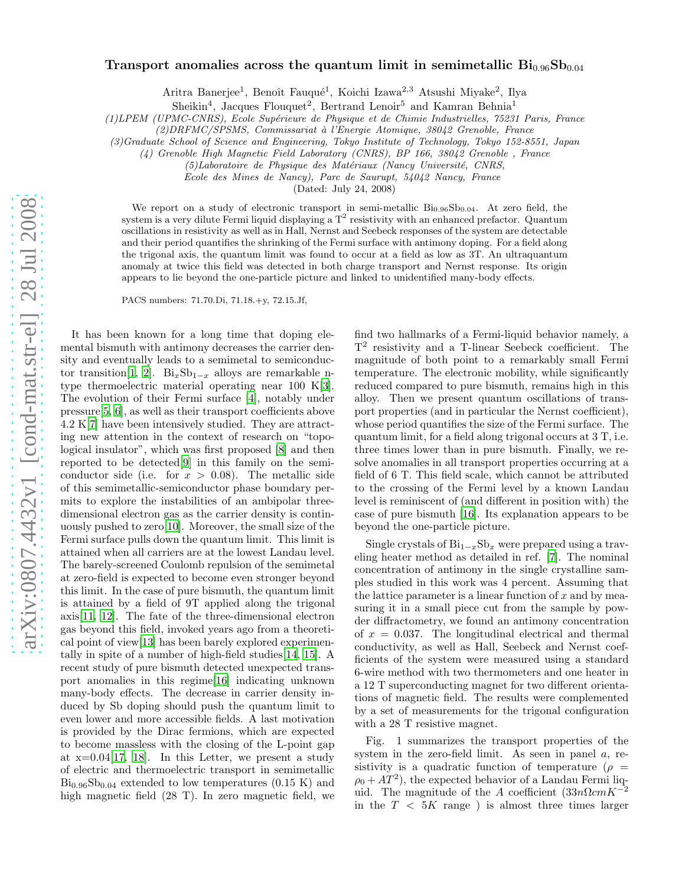# Transport anomalies across the quantum limit in semimetallic $Bi_{0.96}Sb_{0.04}$

Aritra Banerjee[1], Benoît Fauqué[1], Koichi Izawa[2,3] Atsushi Miyake[2], Ilya Sheikin[4], Jacques Flouquet[2], Bertrand Lenoir[5] and Kamran Behnia[1]

(1)LPEM (UPMC-CNRS), Ecole Supérieure de Physique et de Chimie Industrielles, 75231 Paris, France
(2)DRFMC/SPSMS, Commissariat à l'Energie Atomique, 38042 Grenoble, France
(3)Graduate School of Science and Engineering, Tokyo Institute of Technology, Tokyo 152-8551, Japan
(4) Grenoble High Magnetic Field Laboratory (CNRS), BP 166, 38042 Grenoble , France
(5)Laboratoire de Physique des Matériaux (Nancy Université, CNRS, Ecole des Mines de Nancy), Parc de Saurupt, 54042 Nancy, France

(Dated: July 24, 2008)

We report on a study of electronic transport in semi-metallic $Bi_{0.96}Sb_{0.04}$. At zero field, the system is a very dilute Fermi liquid displaying a $T^2$ resistivity with an enhanced prefactor. Quantum oscillations in resistivity as well as in Hall, Nernst and Seebeck responses of the system are detectable and their period quantifies the shrinking of the Fermi surface with antimony doping. For a field along the trigonal axis, the quantum limit was found to occur at a field as low as 3T. An ultraquantum anomaly at twice this field was detected in both charge transport and Nernst response. Its origin appears to lie beyond the one-particle picture and linked to unidentified many-body effects.

PACS numbers: 71.70.Di, 71.18.+y, 72.15.Jf,

It has been known for a long time that doping elemental bismuth with antimony decreases the carrier density and eventually leads to a semimetal to semiconductor transition[1, 2]. $Bi_xSb_{1-x}$ alloys are remarkable n-type thermoelectric material operating near 100 K[3]. The evolution of their Fermi surface [4], notably under pressure[5, 6], as well as their transport coefficients above 4.2 K[7] have been intensively studied. They are attracting new attention in the context of research on "topological insulator", which was first proposed [8] and then reported to be detected[9] in this family on the semiconductor side (i.e. for $x > 0.08$). The metallic side of this semimetallic-semiconductor phase boundary permits to explore the instabilities of an ambipolar three-dimensional electron gas as the carrier density is continuously pushed to zero[10]. Moreover, the small size of the Fermi surface pulls down the quantum limit. This limit is attained when all carriers are at the lowest Landau level. The barely-screened Coulomb repulsion of the semimetal at zero-field is expected to become even stronger beyond this limit. In the case of pure bismuth, the quantum limit is attained by a field of 9T applied along the trigonal axis[11, 12]. The fate of the three-dimensional electron gas beyond this field, invoked years ago from a theoretical point of view[13] has been barely explored experimentally in spite of a number of high-field studies[14, 15]. A recent study of pure bismuth detected unexpected transport anomalies in this regime[16] indicating unknown many-body effects. The decrease in carrier density induced by Sb doping should push the quantum limit to even lower and more accessible fields. A last motivation is provided by the Dirac fermions, which are expected to become massless with the closing of the L-point gap at x=0.04[17, 18]. In this Letter, we present a study of electric and thermoelectric transport in semimetallic $Bi_{0.96}Sb_{0.04}$ extended to low temperatures (0.15 K) and high magnetic field (28 T). In zero magnetic field, we find two hallmarks of a Fermi-liquid behavior namely, a $T^2$ resistivity and a T-linear Seebeck coefficient. The magnitude of both point to a remarkably small Fermi temperature. The electronic mobility, while significantly reduced compared to pure bismuth, remains high in this alloy. Then we present quantum oscillations of transport properties (and in particular the Nernst coefficient), whose period quantifies the size of the Fermi surface. The quantum limit, for a field along trigonal occurs at 3 T, i.e. three times lower than in pure bismuth. Finally, we resolve anomalies in all transport properties occurring at a field of 6 T. This field scale, which cannot be attributed to the crossing of the Fermi level by a known Landau level is reminiscent of (and different in position with) the case of pure bismuth [16]. Its explanation appears to be beyond the one-particle picture.

Single crystals of $Bi_{1-x}Sb_x$ were prepared using a traveling heater method as detailed in ref. [7]. The nominal concentration of antimony in the single crystalline samples studied in this work was 4 percent. Assuming that the lattice parameter is a linear function of $x$ and by measuring it in a small piece cut from the sample by powder diffractometry, we found an antimony concentration of $x = 0.037$. The longitudinal electrical and thermal conductivity, as well as Hall, Seebeck and Nernst coefficients of the system were measured using a standard 6-wire method with two thermometers and one heater in a 12 T superconducting magnet for two different orientations of magnetic field. The results were complemented by a set of measurements for the trigonal configuration with a 28 T resistive magnet.

Fig. 1 summarizes the transport properties of the system in the zero-field limit. As seen in panel $a$, resistivity is a quadratic function of temperature ($\rho = \rho_0 + AT^2$), the expected behavior of a Landau Fermi liquid. The magnitude of the $A$ coefficient ($33 n\Omega cm K^{-2}$ in the $T < 5K$ range ) is almost three times larger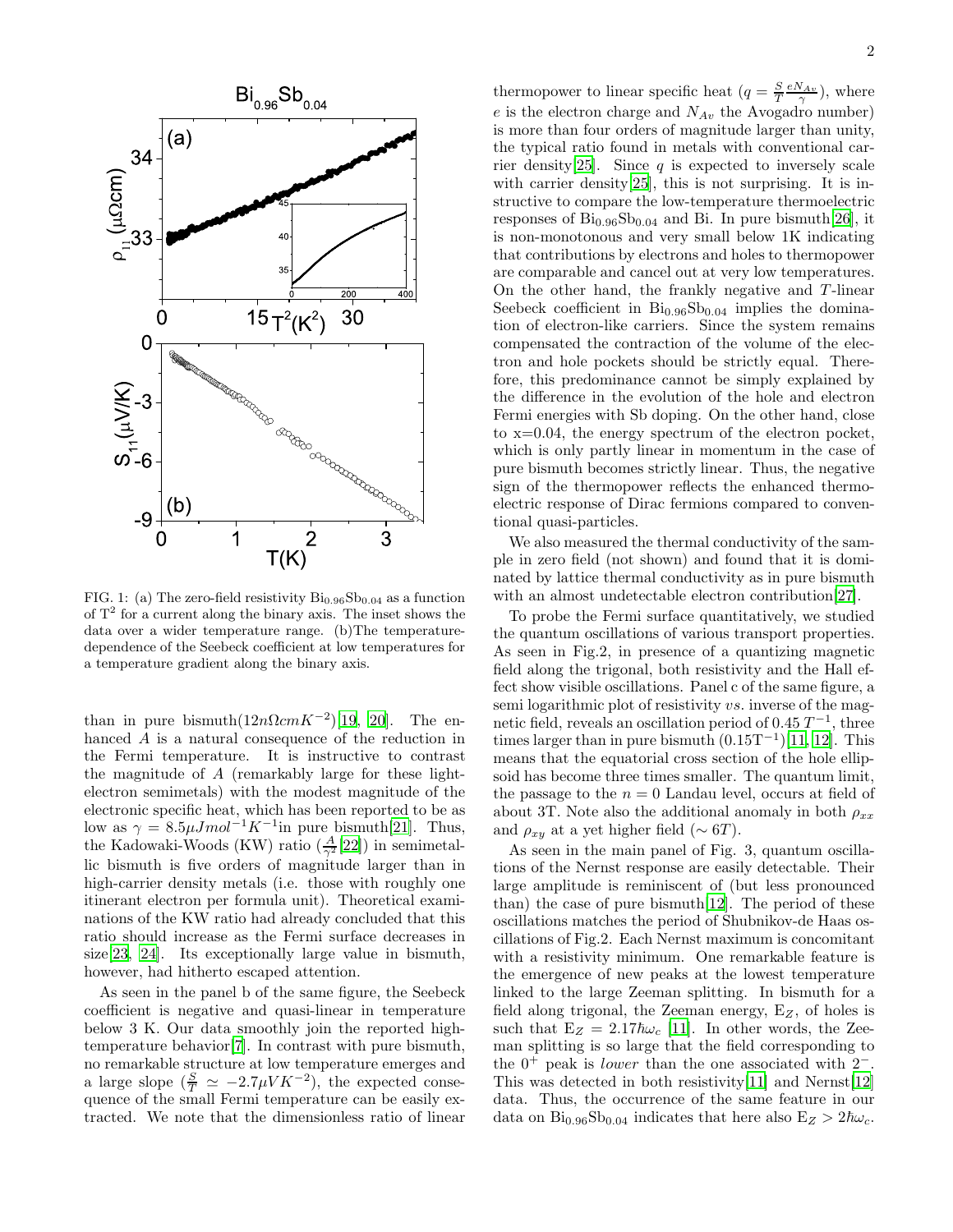$Bi_{0.96}Sb_{0.04}$

(a)

$\rho_{11}$ ($\mu\Omega$cm)

34

33

0

15

30

$T^2(K^2)$

45

40

35

0

200

400

(b)

$S_{11}$($\mu$V/K)

0

-3

-6

-9

0

1

2

3

T(K)

FIG. 1: (a) The zero-field resistivity $Bi_{0.96}Sb_{0.04}$ as a function of $T^2$ for a current along the binary axis. The inset shows the data over a wider temperature range. (b)The temperature-dependence of the Seebeck coefficient at low temperatures for a temperature gradient along the binary axis.

than in pure bismuth($12n\Omega cmK^{-2}$)[19, 20]. The enhanced $A$ is a natural consequence of the reduction in the Fermi temperature. It is instructive to contrast the magnitude of $A$ (remarkably large for these light-electron semimetals) with the modest magnitude of the electronic specific heat, which has been reported to be as low as $\gamma = 8.5\mu Jmol^{-1}K^{-1}$in pure bismuth[21]. Thus, the Kadowaki-Woods (KW) ratio ($\frac{A}{\gamma^2}$[22]) in semimetallic bismuth is five orders of magnitude larger than in high-carrier density metals (i.e. those with roughly one itinerant electron per formula unit). Theoretical examinations of the KW ratio had already concluded that this ratio should increase as the Fermi surface decreases in size[23, 24]. Its exceptionally large value in bismuth, however, had hitherto escaped attention.

As seen in the panel b of the same figure, the Seebeck coefficient is negative and quasi-linear in temperature below 3 K. Our data smoothly join the reported high-temperature behavior[7]. In contrast with pure bismuth, no remarkable structure at low temperature emerges and a large slope ($\frac{S}{T} \simeq -2.7\mu VK^{-2}$), the expected consequence of the small Fermi temperature can be easily extracted. We note that the dimensionless ratio of linear thermopower to linear specific heat ($q = \frac{S}{T}\frac{eN_{Av}}{\gamma}$), where $e$ is the electron charge and $N_{Av}$ the Avogadro number) is more than four orders of magnitude larger than unity, the typical ratio found in metals with conventional carrier density[25]. Since $q$ is expected to inversely scale with carrier density[25], this is not surprising. It is instructive to compare the low-temperature thermoelectric responses of $Bi_{0.96}Sb_{0.04}$ and Bi. In pure bismuth[26], it is non-monotonous and very small below 1K indicating that contributions by electrons and holes to thermopower are comparable and cancel out at very low temperatures. On the other hand, the frankly negative and $T$-linear Seebeck coefficient in $Bi_{0.96}Sb_{0.04}$ implies the domination of electron-like carriers. Since the system remains compensated the contraction of the volume of the electron and hole pockets should be strictly equal. Therefore, this predominance cannot be simply explained by the difference in the evolution of the hole and electron Fermi energies with Sb doping. On the other hand, close to x=0.04, the energy spectrum of the electron pocket, which is only partly linear in momentum in the case of pure bismuth becomes strictly linear. Thus, the negative sign of the thermopower reflects the enhanced thermoelectric response of Dirac fermions compared to conventional quasi-particles.

We also measured the thermal conductivity of the sample in zero field (not shown) and found that it is dominated by lattice thermal conductivity as in pure bismuth with an almost undetectable electron contribution[27].

To probe the Fermi surface quantitatively, we studied the quantum oscillations of various transport properties. As seen in Fig.2, in presence of a quantizing magnetic field along the trigonal, both resistivity and the Hall effect show visible oscillations. Panel c of the same figure, a semi logarithmic plot of resistivity *vs.* inverse of the magnetic field, reveals an oscillation period of 0.45 $T^{-1}$, three times larger than in pure bismuth ($0.15T^{-1}$)[11, 12]. This means that the equatorial cross section of the hole ellipsoid has become three times smaller. The quantum limit, the passage to the $n = 0$ Landau level, occurs at field of about 3T. Note also the additional anomaly in both $\rho_{xx}$ and $\rho_{xy}$ at a yet higher field ($\sim 6T$).

As seen in the main panel of Fig. 3, quantum oscillations of the Nernst response are easily detectable. Their large amplitude is reminiscent of (but less pronounced than) the case of pure bismuth[12]. The period of these oscillations matches the period of Shubnikov-de Haas oscillations of Fig.2. Each Nernst maximum is concomitant with a resistivity minimum. One remarkable feature is the emergence of new peaks at the lowest temperature linked to the large Zeeman splitting. In bismuth for a field along trigonal, the Zeeman energy, $E_Z$, of holes is such that $E_Z = 2.17\hbar\omega_c$ [11]. In other words, the Zeeman splitting is so large that the field corresponding to the $0^+$ peak is *lower* than the one associated with $2^-$. This was detected in both resistivity[11] and Nernst[12] data. Thus, the occurrence of the same feature in our data on $Bi_{0.96}Sb_{0.04}$ indicates that here also $E_Z > 2\hbar\omega_c$.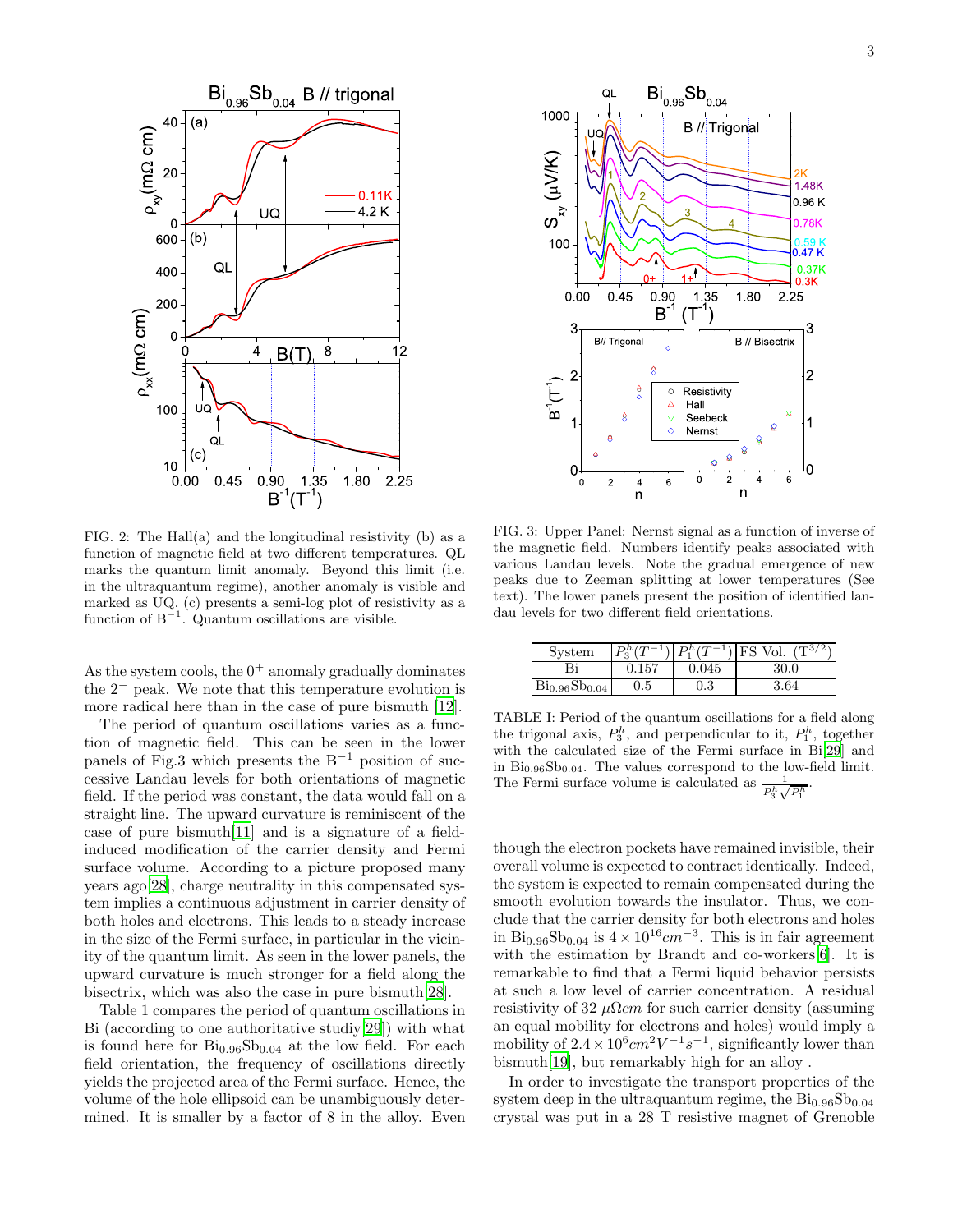Bi$_{0.96}$Sb$_{0.04}$ B // trigonal

(a)

$\rho_{xy}$(mΩ cm)

0.11K

4.2 K

UQ

QL

(b)

$\rho_{xx}$(mΩ cm)

B(T)

UQ

QL

(c)

B$^{-1}$(T$^{-1}$)

FIG. 2: The Hall(a) and the longitudinal resistivity (b) as a function of magnetic field at two different temperatures. QL marks the quantum limit anomaly. Beyond this limit (i.e. in the ultraquantum regime), another anomaly is visible and marked as UQ. (c) presents a semi-log plot of resistivity as a function of B$^{-1}$. Quantum oscillations are visible.

QL Bi$_{0.96}$Sb$_{0.04}$

UQ

B // Trigonal

$S_{xy}$ (μV/K)

2K

1.48K

0.96 K

0.78K

0.59 K

0.47 K

0.37K

0.3K

B$^{-1}$ (T$^{-1}$)

B// Trigonal

B // Bisectrix

Resistivity

Hall

Seebeck

Nernst

B$^{-1}$ (T$^{-1}$)

n

n

FIG. 3: Upper Panel: Nernst signal as a function of inverse of the magnetic field. Numbers identify peaks associated with various Landau levels. Note the gradual emergence of new peaks due to Zeeman splitting at lower temperatures (See text). The lower panels present the position of identified landau levels for two different field orientations.

As the system cools, the $0^+$ anomaly gradually dominates the $2^-$ peak. We note that this temperature evolution is more radical here than in the case of pure bismuth [12].

The period of quantum oscillations varies as a function of magnetic field. This can be seen in the lower panels of Fig.3 which presents the B$^{-1}$ position of successive Landau levels for both orientations of magnetic field. If the period was constant, the data would fall on a straight line. The upward curvature is reminiscent of the case of pure bismuth[11] and is a signature of a field-induced modification of the carrier density and Fermi surface volume. According to a picture proposed many years ago[28], charge neutrality in this compensated system implies a continuous adjustment in carrier density of both holes and electrons. This leads to a steady increase in the size of the Fermi surface, in particular in the vicinity of the quantum limit. As seen in the lower panels, the upward curvature is much stronger for a field along the bisectrix, which was also the case in pure bismuth[28].

Table 1 compares the period of quantum oscillations in Bi (according to one authoritative studiy[29]) with what is found here for Bi$_{0.96}$Sb$_{0.04}$ at the low field. For each field orientation, the frequency of oscillations directly yields the projected area of the Fermi surface. Hence, the volume of the hole ellipsoid can be unambiguously determined. It is smaller by a factor of 8 in the alloy. Even though the electron pockets have remained invisible, their overall volume is expected to contract identically. Indeed, the system is expected to remain compensated during the smooth evolution towards the insulator. Thus, we conclude that the carrier density for both electrons and holes in Bi$_{0.96}$Sb$_{0.04}$ is $4 \times 10^{16} cm^{-3}$. This is in fair agreement with the estimation by Brandt and co-workers[6]. It is remarkable to find that a Fermi liquid behavior persists at such a low level of carrier concentration. A residual resistivity of 32 $\mu\Omega cm$ for such carrier density (assuming an equal mobility for electrons and holes) would imply a mobility of $2.4 \times 10^6 cm^2V^{-1}s^{-1}$, significantly lower than bismuth[19], but remarkably high for an alloy .

| System | $P_3^h(T^{-1})$ | $P_1^h(T^{-1})$ | FS Vol. ($T^{3/2}$) |
|---|---|---|---|
| Bi | 0.157 | 0.045 | 30.0 |
| Bi$_{0.96}$Sb$_{0.04}$ | 0.5 | 0.3 | 3.64 |

TABLE I: Period of the quantum oscillations for a field along the trigonal axis, $P_3^h$, and perpendicular to it, $P_1^h$, together with the calculated size of the Fermi surface in Bi[29] and in Bi$_{0.96}$Sb$_{0.04}$. The values correspond to the low-field limit. The Fermi surface volume is calculated as $\frac{1}{P_3^h\sqrt{P_1^h}}$.

In order to investigate the transport properties of the system deep in the ultraquantum regime, the Bi$_{0.96}$Sb$_{0.04}$ crystal was put in a 28 T resistive magnet of Grenoble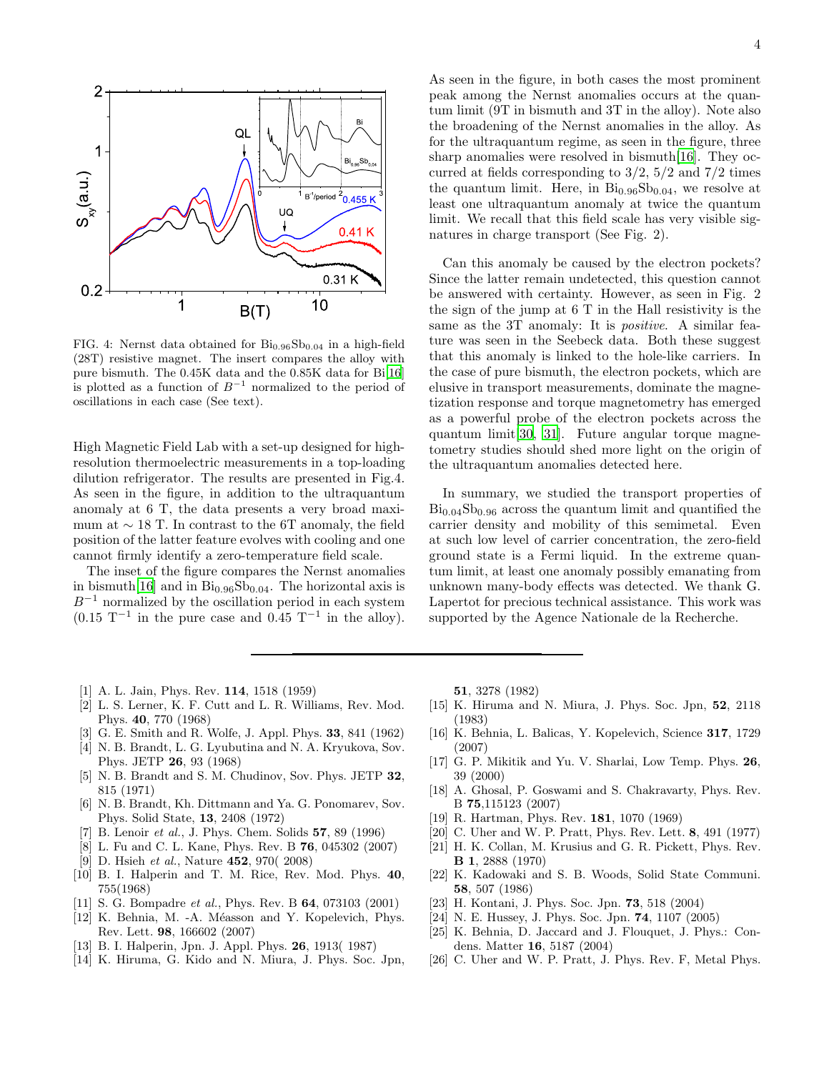2

1

0.2

QL

UQ

0.455 K

0.41 K

0.31 K

$S_{xy}$(a.u.)

B(T)

1

10

Bi

$Bi_{0.96}Sb_{0.04}$

0

1

2

3

$B^{-1}$/period

FIG. 4: Nernst data obtained for $Bi_{0.96}Sb_{0.04}$ in a high-field (28T) resistive magnet. The insert compares the alloy with pure bismuth. The 0.45K data and the 0.85K data for Bi[16] is plotted as a function of $B^{-1}$ normalized to the period of oscillations in each case (See text).

High Magnetic Field Lab with a set-up designed for high-resolution thermoelectric measurements in a top-loading dilution refrigerator. The results are presented in Fig.4. As seen in the figure, in addition to the ultraquantum anomaly at 6 T, the data presents a very broad maximum at ∼ 18 T. In contrast to the 6T anomaly, the field position of the latter feature evolves with cooling and one cannot firmly identify a zero-temperature field scale.

The inset of the figure compares the Nernst anomalies in bismuth[16] and in $Bi_{0.96}Sb_{0.04}$. The horizontal axis is $B^{-1}$ normalized by the oscillation period in each system (0.15 $T^{-1}$ in the pure case and 0.45 $T^{-1}$ in the alloy). As seen in the figure, in both cases the most prominent peak among the Nernst anomalies occurs at the quantum limit (9T in bismuth and 3T in the alloy). Note also the broadening of the Nernst anomalies in the alloy. As for the ultraquantum regime, as seen in the figure, three sharp anomalies were resolved in bismuth[16]. They occurred at fields corresponding to 3/2, 5/2 and 7/2 times the quantum limit. Here, in $Bi_{0.96}Sb_{0.04}$, we resolve at least one ultraquantum anomaly at twice the quantum limit. We recall that this field scale has very visible signatures in charge transport (See Fig. 2).

Can this anomaly be caused by the electron pockets? Since the latter remain undetected, this question cannot be answered with certainty. However, as seen in Fig. 2 the sign of the jump at 6 T in the Hall resistivity is the same as the 3T anomaly: It is *positive*. A similar feature was seen in the Seebeck data. Both these suggest that this anomaly is linked to the hole-like carriers. In the case of pure bismuth, the electron pockets, which are elusive in transport measurements, dominate the magnetization response and torque magnetometry has emerged as a powerful probe of the electron pockets across the quantum limit[30, 31]. Future angular torque magnetometry studies should shed more light on the origin of the ultraquantum anomalies detected here.

In summary, we studied the transport properties of $Bi_{0.04}Sb_{0.96}$ across the quantum limit and quantified the carrier density and mobility of this semimetal. Even at such low level of carrier concentration, the zero-field ground state is a Fermi liquid. In the extreme quantum limit, at least one anomaly possibly emanating from unknown many-body effects was detected. We thank G. Lapertot for precious technical assistance. This work was supported by the Agence Nationale de la Recherche.

---

[1] A. L. Jain, Phys. Rev. **114**, 1518 (1959)
[2] L. S. Lerner, K. F. Cutt and L. R. Williams, Rev. Mod. Phys. **40**, 770 (1968)
[3] G. E. Smith and R. Wolfe, J. Appl. Phys. **33**, 841 (1962)
[4] N. B. Brandt, L. G. Lyubutina and N. A. Kryukova, Sov. Phys. JETP **26**, 93 (1968)
[5] N. B. Brandt and S. M. Chudinov, Sov. Phys. JETP **32**, 815 (1971)
[6] N. B. Brandt, Kh. Dittmann and Ya. G. Ponomarev, Sov. Phys. Solid State, **13**, 2408 (1972)
[7] B. Lenoir *et al.*, J. Phys. Chem. Solids **57**, 89 (1996)
[8] L. Fu and C. L. Kane, Phys. Rev. B **76**, 045302 (2007)
[9] D. Hsieh *et al.*, Nature **452**, 970( 2008)
[10] B. I. Halperin and T. M. Rice, Rev. Mod. Phys. **40**, 755(1968)
[11] S. G. Bompadre *et al.*, Phys. Rev. B **64**, 073103 (2001)
[12] K. Behnia, M. -A. Méasson and Y. Kopelevich, Phys. Rev. Lett. **98**, 166602 (2007)
[13] B. I. Halperin, Jpn. J. Appl. Phys. **26**, 1913( 1987)
[14] K. Hiruma, G. Kido and N. Miura, J. Phys. Soc. Jpn, **51**, 3278 (1982)
[15] K. Hiruma and N. Miura, J. Phys. Soc. Jpn, **52**, 2118 (1983)
[16] K. Behnia, L. Balicas, Y. Kopelevich, Science **317**, 1729 (2007)
[17] G. P. Mikitik and Yu. V. Sharlai, Low Temp. Phys. **26**, 39 (2000)
[18] A. Ghosal, P. Goswami and S. Chakravarty, Phys. Rev. B **75**,115123 (2007)
[19] R. Hartman, Phys. Rev. **181**, 1070 (1969)
[20] C. Uher and W. P. Pratt, Phys. Rev. Lett. **8**, 491 (1977)
[21] H. K. Collan, M. Krusius and G. R. Pickett, Phys. Rev. **B 1**, 2888 (1970)
[22] K. Kadowaki and S. B. Woods, Solid State Communi. **58**, 507 (1986)
[23] H. Kontani, J. Phys. Soc. Jpn. **73**, 518 (2004)
[24] N. E. Hussey, J. Phys. Soc. Jpn. **74**, 1107 (2005)
[25] K. Behnia, D. Jaccard and J. Flouquet, J. Phys.: Condens. Matter **16**, 5187 (2004)
[26] C. Uher and W. P. Pratt, J. Phys. Rev. F, Metal Phys.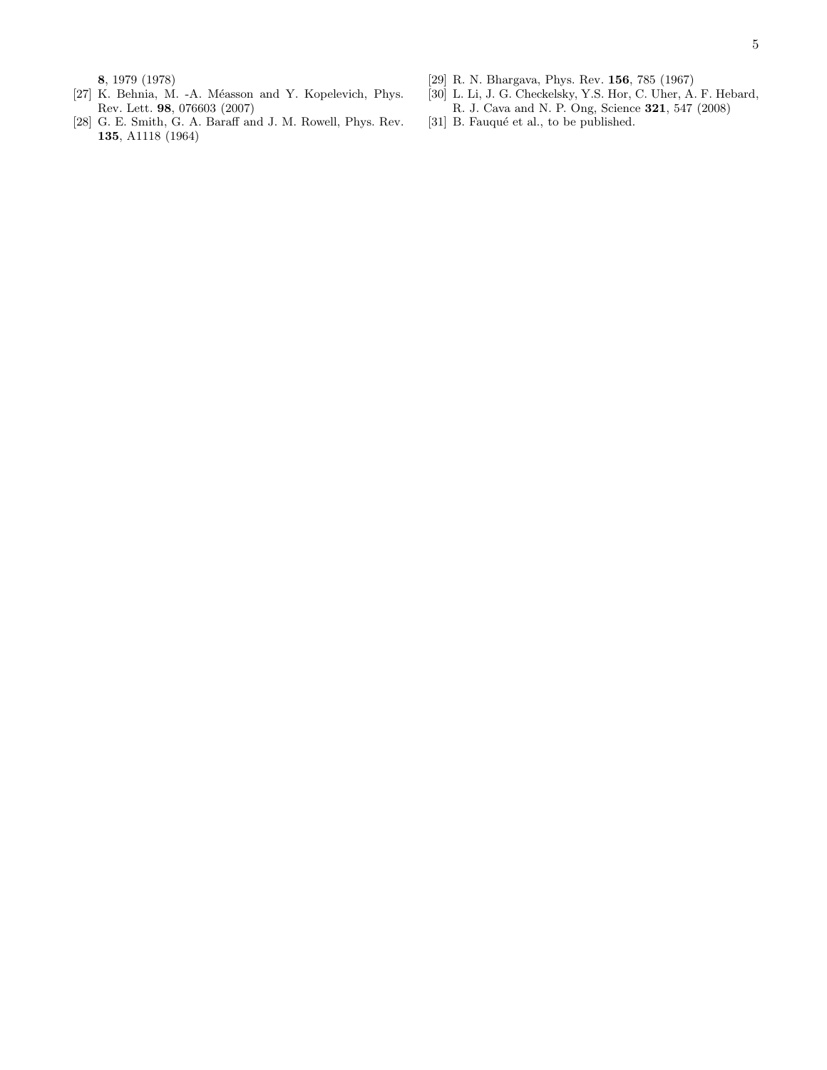**8**, 1979 (1978)

[27] K. Behnia, M. -A. Méasson and Y. Kopelevich, Phys. Rev. Lett. **98**, 076603 (2007)

[28] G. E. Smith, G. A. Baraff and J. M. Rowell, Phys. Rev. **135**, A1118 (1964)

[29] R. N. Bhargava, Phys. Rev. **156**, 785 (1967)

[30] L. Li, J. G. Checkelsky, Y.S. Hor, C. Uher, A. F. Hebard, R. J. Cava and N. P. Ong, Science **321**, 547 (2008)

[31] B. Fauqué et al., to be published.